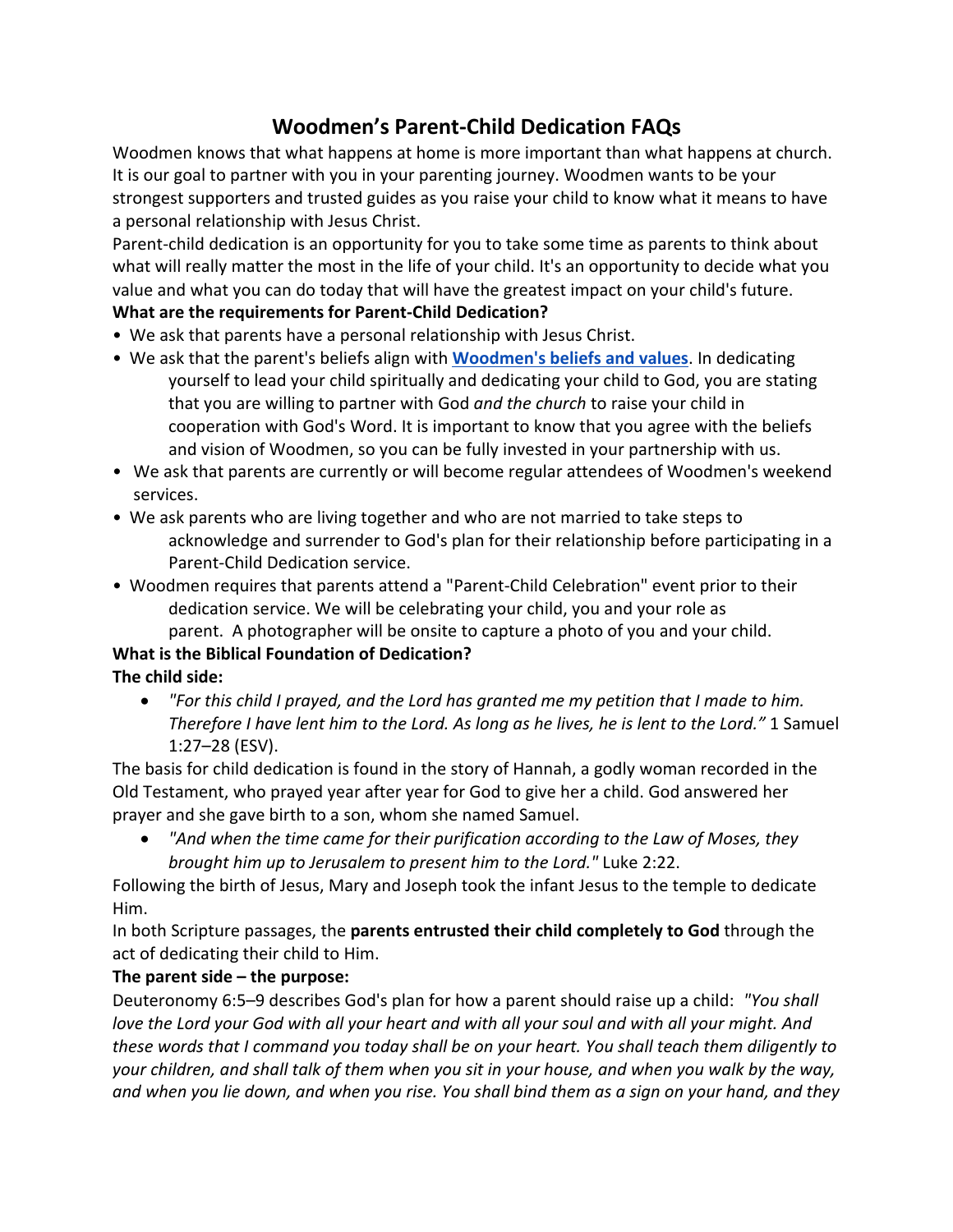# Woodmen's Parent-Child Dedication FAQs

Woodmen knows that what happens at home is more important than what happens at church. It is our goal to partner with you in your parenting journey. Woodmen wants to be your strongest supporters and trusted guides as you raise your child to know what it means to have a personal relationship with Jesus Christ.

Parent-child dedication is an opportunity for you to take some time as parents to think about what will really matter the most in the life of your child. It's an opportunity to decide what you value and what you can do today that will have the greatest impact on your child's future.

**What are the requirements for Parent-Child Dedication?**

- We ask that parents have a personal relationship with Jesus Christ.
- We ask that the parent's beliefs align with **[Woodmen's beliefs and values](#)**. In dedicating yourself to lead your child spiritually and dedicating your child to God, you are stating that you are willing to partner with God *and the church* to raise your child in cooperation with God's Word. It is important to know that you agree with the beliefs and vision of Woodmen, so you can be fully invested in your partnership with us.
- We ask that parents are currently or will become regular attendees of Woodmen's weekend services.
- We ask parents who are living together and who are not married to take steps to acknowledge and surrender to God's plan for their relationship before participating in a Parent-Child Dedication service.
- Woodmen requires that parents attend a "Parent-Child Celebration" event prior to their dedication service. We will be celebrating your child, you and your role as parent. A photographer will be onsite to capture a photo of you and your child.

**What is the Biblical Foundation of Dedication?**

**The child side:**

- *"For this child I prayed, and the Lord has granted me my petition that I made to him. Therefore I have lent him to the Lord. As long as he lives, he is lent to the Lord."* 1 Samuel 1:27–28 (ESV).

The basis for child dedication is found in the story of Hannah, a godly woman recorded in the Old Testament, who prayed year after year for God to give her a child. God answered her prayer and she gave birth to a son, whom she named Samuel.

- *"And when the time came for their purification according to the Law of Moses, they brought him up to Jerusalem to present him to the Lord."* Luke 2:22.

Following the birth of Jesus, Mary and Joseph took the infant Jesus to the temple to dedicate Him.

In both Scripture passages, the **parents entrusted their child completely to God** through the act of dedicating their child to Him.

**The parent side – the purpose:**

Deuteronomy 6:5–9 describes God's plan for how a parent should raise up a child: *"You shall love the Lord your God with all your heart and with all your soul and with all your might. And these words that I command you today shall be on your heart. You shall teach them diligently to your children, and shall talk of them when you sit in your house, and when you walk by the way, and when you lie down, and when you rise. You shall bind them as a sign on your hand, and they*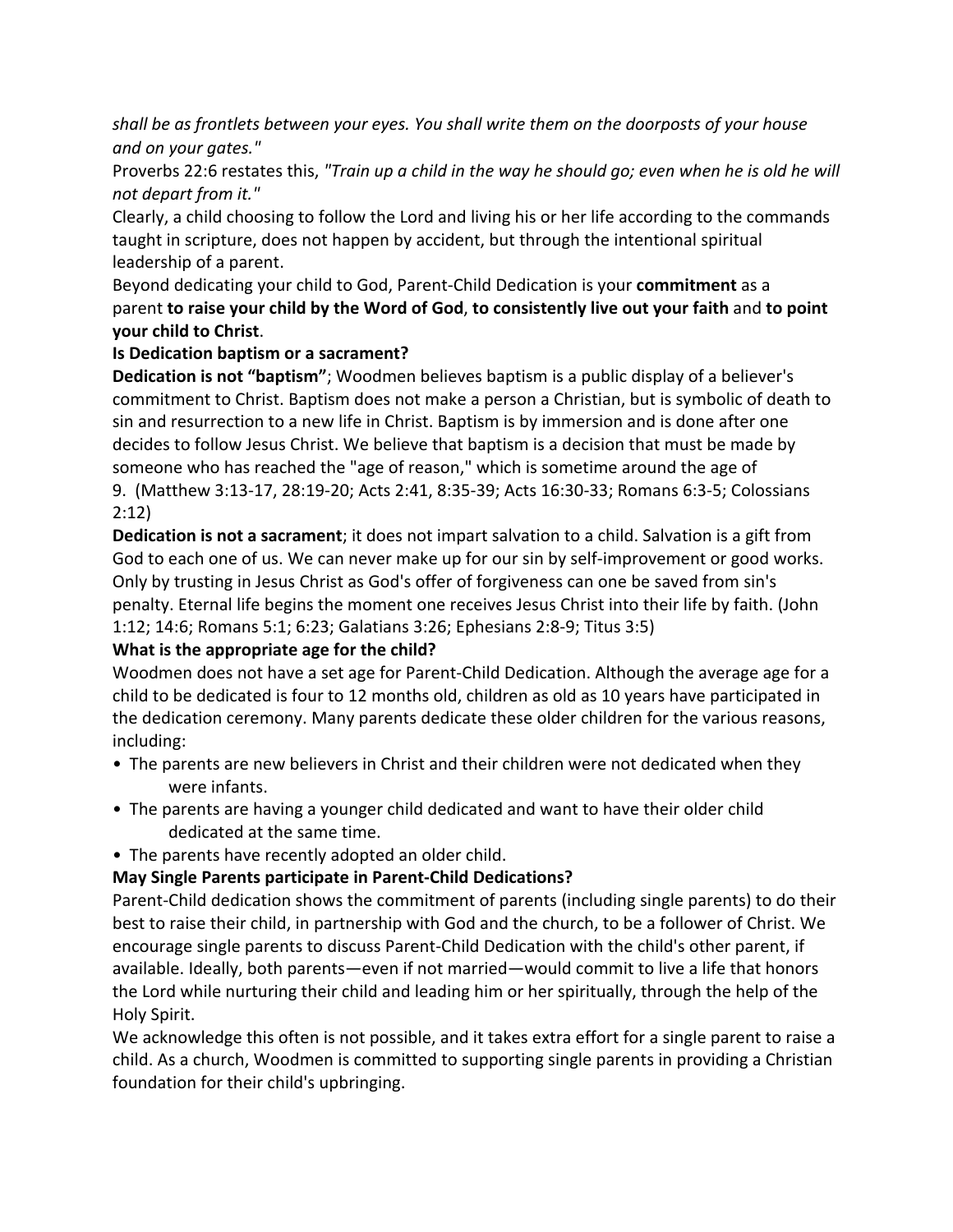*shall be as frontlets between your eyes. You shall write them on the doorposts of your house and on your gates."*

Proverbs 22:6 restates this, *"Train up a child in the way he should go; even when he is old he will not depart from it."*

Clearly, a child choosing to follow the Lord and living his or her life according to the commands taught in scripture, does not happen by accident, but through the intentional spiritual leadership of a parent.

Beyond dedicating your child to God, Parent-Child Dedication is your **commitment** as a parent **to raise your child by the Word of God**, **to consistently live out your faith** and **to point your child to Christ**.

**Is Dedication baptism or a sacrament?**

**Dedication is not "baptism"**; Woodmen believes baptism is a public display of a believer's commitment to Christ. Baptism does not make a person a Christian, but is symbolic of death to sin and resurrection to a new life in Christ. Baptism is by immersion and is done after one decides to follow Jesus Christ. We believe that baptism is a decision that must be made by someone who has reached the "age of reason," which is sometime around the age of 9. (Matthew 3:13-17, 28:19-20; Acts 2:41, 8:35-39; Acts 16:30-33; Romans 6:3-5; Colossians 2:12)

**Dedication is not a sacrament**; it does not impart salvation to a child. Salvation is a gift from God to each one of us. We can never make up for our sin by self-improvement or good works. Only by trusting in Jesus Christ as God's offer of forgiveness can one be saved from sin's penalty. Eternal life begins the moment one receives Jesus Christ into their life by faith. (John 1:12; 14:6; Romans 5:1; 6:23; Galatians 3:26; Ephesians 2:8-9; Titus 3:5)

**What is the appropriate age for the child?**

Woodmen does not have a set age for Parent-Child Dedication. Although the average age for a child to be dedicated is four to 12 months old, children as old as 10 years have participated in the dedication ceremony. Many parents dedicate these older children for the various reasons, including:

- The parents are new believers in Christ and their children were not dedicated when they were infants.
- The parents are having a younger child dedicated and want to have their older child dedicated at the same time.
- The parents have recently adopted an older child.

**May Single Parents participate in Parent-Child Dedications?**

Parent-Child dedication shows the commitment of parents (including single parents) to do their best to raise their child, in partnership with God and the church, to be a follower of Christ. We encourage single parents to discuss Parent-Child Dedication with the child's other parent, if available. Ideally, both parents—even if not married—would commit to live a life that honors the Lord while nurturing their child and leading him or her spiritually, through the help of the Holy Spirit.

We acknowledge this often is not possible, and it takes extra effort for a single parent to raise a child. As a church, Woodmen is committed to supporting single parents in providing a Christian foundation for their child's upbringing.